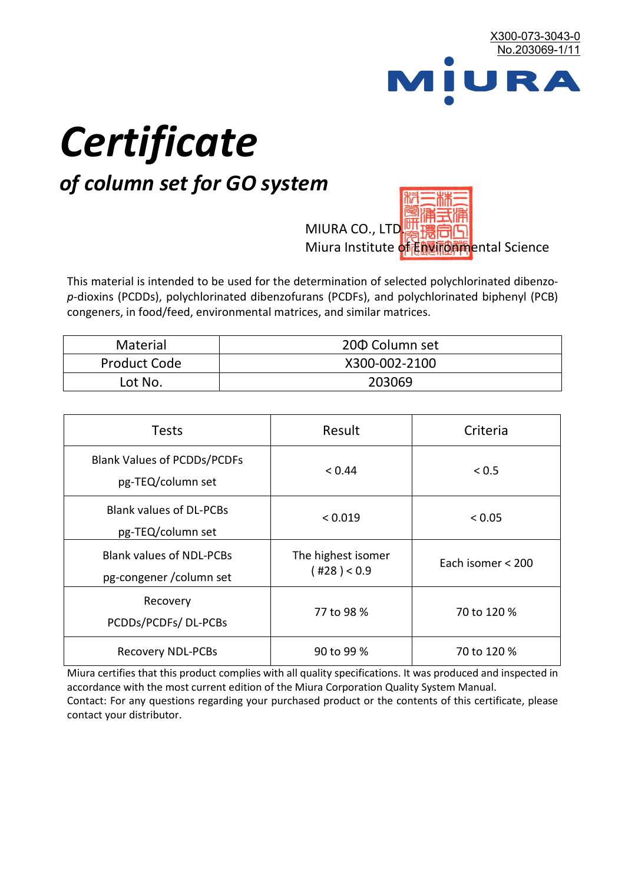X300-073-3043-0
No.203069-1/11

MIURA

# *Certificate*

## *of column set for GO system*

MIURA CO., LTD.
Miura Institute of Environmental Science

This material is intended to be used for the determination of selected polychlorinated dibenzo-*p*-dioxins (PCDDs), polychlorinated dibenzofurans (PCDFs), and polychlorinated biphenyl (PCB) congeners, in food/feed, environmental matrices, and similar matrices.

| Material | 20Φ Column set |
|---|---|
| Product Code | X300-002-2100 |
| Lot No. | 203069 |

| Tests | Result | Criteria |
|---|---|---|
| Blank Values of PCDDs/PCDFs pg-TEQ/column set | < 0.44 | < 0.5 |
| Blank values of DL-PCBs pg-TEQ/column set | < 0.019 | < 0.05 |
| Blank values of NDL-PCBs pg-congener /column set | The highest isomer ( #28 ) < 0.9 | Each isomer < 200 |
| Recovery PCDDs/PCDFs/ DL-PCBs | 77 to 98 % | 70 to 120 % |
| Recovery NDL-PCBs | 90 to 99 % | 70 to 120 % |

Miura certifies that this product complies with all quality specifications. It was produced and inspected in accordance with the most current edition of the Miura Corporation Quality System Manual.
Contact: For any questions regarding your purchased product or the contents of this certificate, please contact your distributor.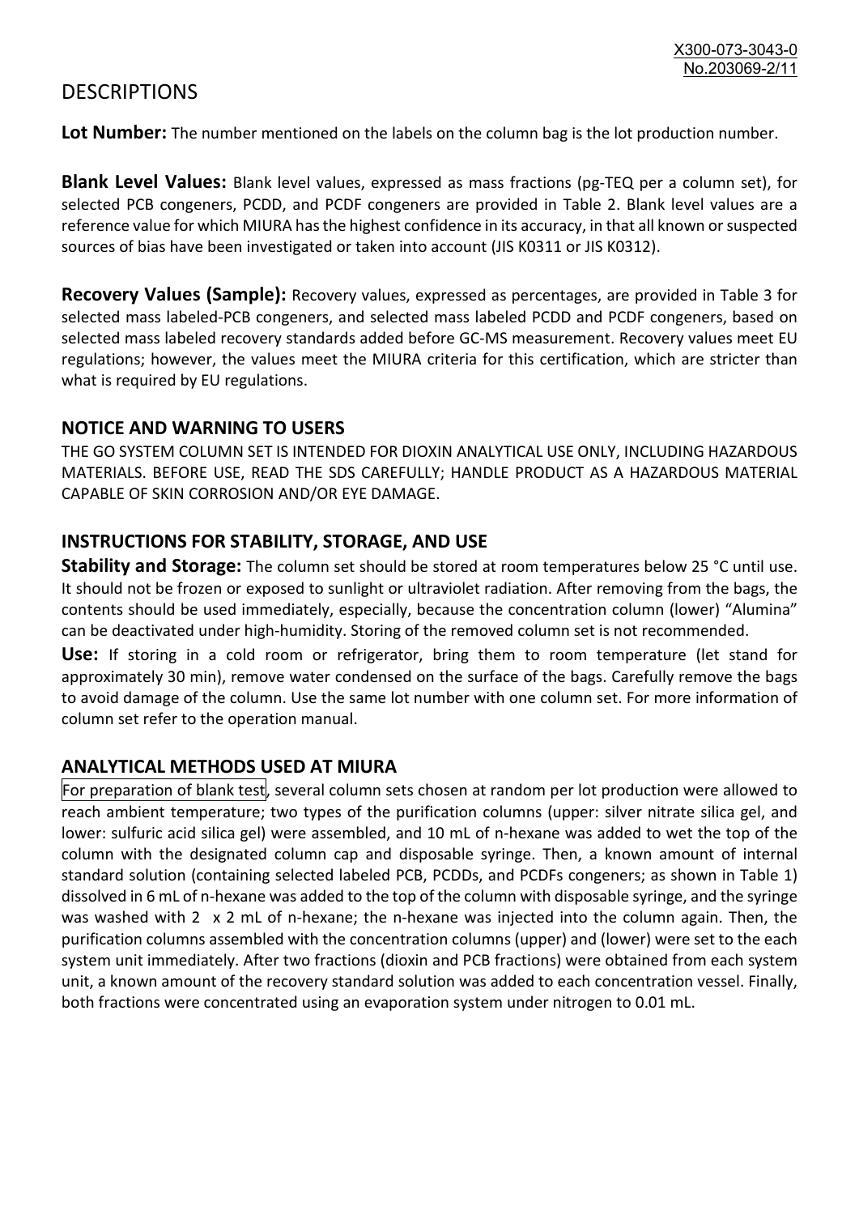# DESCRIPTIONS

**Lot Number:** The number mentioned on the labels on the column bag is the lot production number.

**Blank Level Values:** Blank level values, expressed as mass fractions (pg-TEQ per a column set), for selected PCB congeners, PCDD, and PCDF congeners are provided in Table 2. Blank level values are a reference value for which MIURA has the highest confidence in its accuracy, in that all known or suspected sources of bias have been investigated or taken into account (JIS K0311 or JIS K0312).

**Recovery Values (Sample):** Recovery values, expressed as percentages, are provided in Table 3 for selected mass labeled-PCB congeners, and selected mass labeled PCDD and PCDF congeners, based on selected mass labeled recovery standards added before GC-MS measurement. Recovery values meet EU regulations; however, the values meet the MIURA criteria for this certification, which are stricter than what is required by EU regulations.

## NOTICE AND WARNING TO USERS

THE GO SYSTEM COLUMN SET IS INTENDED FOR DIOXIN ANALYTICAL USE ONLY, INCLUDING HAZARDOUS MATERIALS. BEFORE USE, READ THE SDS CAREFULLY; HANDLE PRODUCT AS A HAZARDOUS MATERIAL CAPABLE OF SKIN CORROSION AND/OR EYE DAMAGE.

## INSTRUCTIONS FOR STABILITY, STORAGE, AND USE

**Stability and Storage:** The column set should be stored at room temperatures below 25 °C until use. It should not be frozen or exposed to sunlight or ultraviolet radiation. After removing from the bags, the contents should be used immediately, especially, because the concentration column (lower) "Alumina" can be deactivated under high-humidity. Storing of the removed column set is not recommended.

**Use:** If storing in a cold room or refrigerator, bring them to room temperature (let stand for approximately 30 min), remove water condensed on the surface of the bags. Carefully remove the bags to avoid damage of the column. Use the same lot number with one column set. For more information of column set refer to the operation manual.

## ANALYTICAL METHODS USED AT MIURA

For preparation of blank test, several column sets chosen at random per lot production were allowed to reach ambient temperature; two types of the purification columns (upper: silver nitrate silica gel, and lower: sulfuric acid silica gel) were assembled, and 10 mL of n-hexane was added to wet the top of the column with the designated column cap and disposable syringe. Then, a known amount of internal standard solution (containing selected labeled PCB, PCDDs, and PCDFs congeners; as shown in Table 1) dissolved in 6 mL of n-hexane was added to the top of the column with disposable syringe, and the syringe was washed with 2 x 2 mL of n-hexane; the n-hexane was injected into the column again. Then, the purification columns assembled with the concentration columns (upper) and (lower) were set to the each system unit immediately. After two fractions (dioxin and PCB fractions) were obtained from each system unit, a known amount of the recovery standard solution was added to each concentration vessel. Finally, both fractions were concentrated using an evaporation system under nitrogen to 0.01 mL.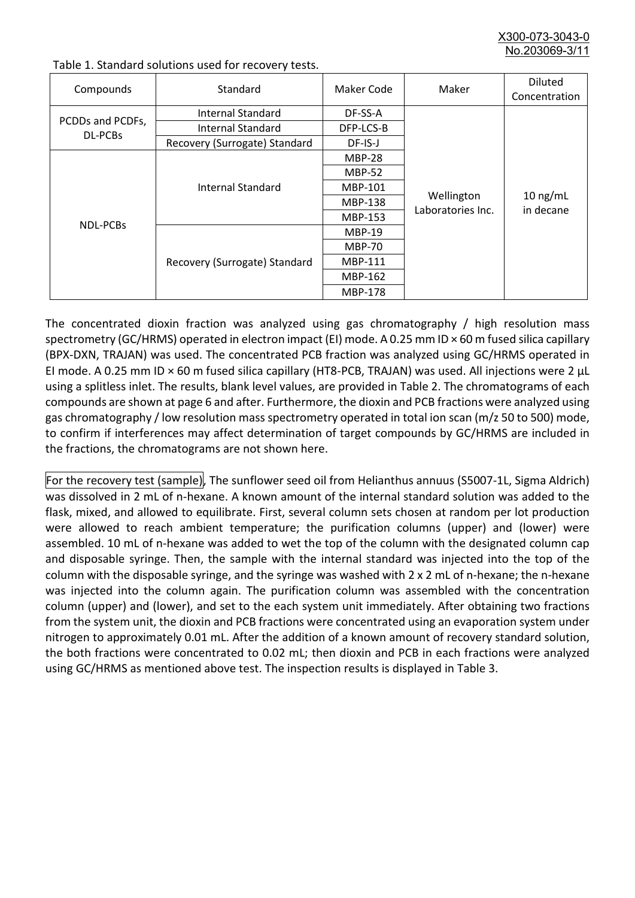Table 1. Standard solutions used for recovery tests.

| Compounds | Standard | Maker Code | Maker | Diluted Concentration |
|---|---|---|---|---|
| PCDDs and PCDFs, DL-PCBs | Internal Standard | DF-SS-A | Wellington Laboratories Inc. | 10 ng/mL in decane |
| | Internal Standard | DFP-LCS-B | | |
| | Recovery (Surrogate) Standard | DF-IS-J | | |
| NDL-PCBs | Internal Standard | MBP-28 | | |
| | | MBP-52 | | |
| | | MBP-101 | | |
| | | MBP-138 | | |
| | | MBP-153 | | |
| | Recovery (Surrogate) Standard | MBP-19 | | |
| | | MBP-70 | | |
| | | MBP-111 | | |
| | | MBP-162 | | |
| | | MBP-178 | | |

The concentrated dioxin fraction was analyzed using gas chromatography / high resolution mass spectrometry (GC/HRMS) operated in electron impact (EI) mode. A 0.25 mm ID × 60 m fused silica capillary (BPX-DXN, TRAJAN) was used. The concentrated PCB fraction was analyzed using GC/HRMS operated in EI mode. A 0.25 mm ID × 60 m fused silica capillary (HT8-PCB, TRAJAN) was used. All injections were 2 µL using a splitless inlet. The results, blank level values, are provided in Table 2. The chromatograms of each compounds are shown at page 6 and after. Furthermore, the dioxin and PCB fractions were analyzed using gas chromatography / low resolution mass spectrometry operated in total ion scan (m/z 50 to 500) mode, to confirm if interferences may affect determination of target compounds by GC/HRMS are included in the fractions, the chromatograms are not shown here.

For the recovery test (sample), The sunflower seed oil from Helianthus annuus (S5007-1L, Sigma Aldrich) was dissolved in 2 mL of n-hexane. A known amount of the internal standard solution was added to the flask, mixed, and allowed to equilibrate. First, several column sets chosen at random per lot production were allowed to reach ambient temperature; the purification columns (upper) and (lower) were assembled. 10 mL of n-hexane was added to wet the top of the column with the designated column cap and disposable syringe. Then, the sample with the internal standard was injected into the top of the column with the disposable syringe, and the syringe was washed with 2 x 2 mL of n-hexane; the n-hexane was injected into the column again. The purification column was assembled with the concentration column (upper) and (lower), and set to the each system unit immediately. After obtaining two fractions from the system unit, the dioxin and PCB fractions were concentrated using an evaporation system under nitrogen to approximately 0.01 mL. After the addition of a known amount of recovery standard solution, the both fractions were concentrated to 0.02 mL; then dioxin and PCB in each fractions were analyzed using GC/HRMS as mentioned above test. The inspection results is displayed in Table 3.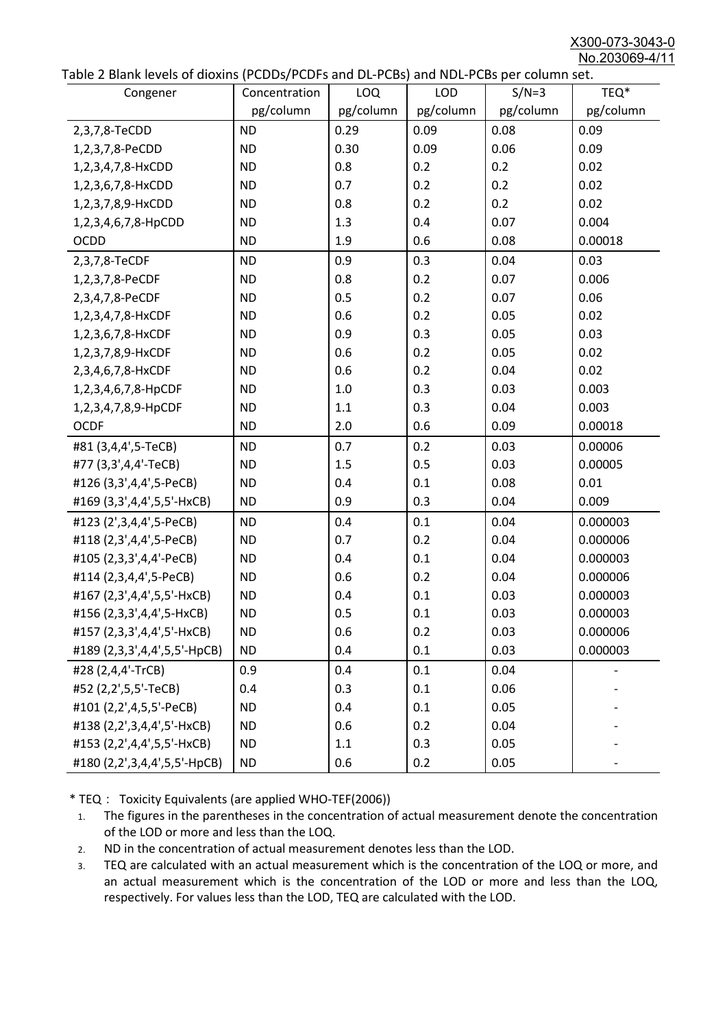Table 2 Blank levels of dioxins (PCDDs/PCDFs and DL-PCBs) and NDL-PCBs per column set.

| Congener | Concentration pg/column | LOQ pg/column | LOD pg/column | S/N=3 pg/column | TEQ* pg/column |
|---|---|---|---|---|---|
| 2,3,7,8-TeCDD | ND | 0.29 | 0.09 | 0.08 | 0.09 |
| 1,2,3,7,8-PeCDD | ND | 0.30 | 0.09 | 0.06 | 0.09 |
| 1,2,3,4,7,8-HxCDD | ND | 0.8 | 0.2 | 0.2 | 0.02 |
| 1,2,3,6,7,8-HxCDD | ND | 0.7 | 0.2 | 0.2 | 0.02 |
| 1,2,3,7,8,9-HxCDD | ND | 0.8 | 0.2 | 0.2 | 0.02 |
| 1,2,3,4,6,7,8-HpCDD | ND | 1.3 | 0.4 | 0.07 | 0.004 |
| OCDD | ND | 1.9 | 0.6 | 0.08 | 0.00018 |
| 2,3,7,8-TeCDF | ND | 0.9 | 0.3 | 0.04 | 0.03 |
| 1,2,3,7,8-PeCDF | ND | 0.8 | 0.2 | 0.07 | 0.006 |
| 2,3,4,7,8-PeCDF | ND | 0.5 | 0.2 | 0.07 | 0.06 |
| 1,2,3,4,7,8-HxCDF | ND | 0.6 | 0.2 | 0.05 | 0.02 |
| 1,2,3,6,7,8-HxCDF | ND | 0.9 | 0.3 | 0.05 | 0.03 |
| 1,2,3,7,8,9-HxCDF | ND | 0.6 | 0.2 | 0.05 | 0.02 |
| 2,3,4,6,7,8-HxCDF | ND | 0.6 | 0.2 | 0.04 | 0.02 |
| 1,2,3,4,6,7,8-HpCDF | ND | 1.0 | 0.3 | 0.03 | 0.003 |
| 1,2,3,4,7,8,9-HpCDF | ND | 1.1 | 0.3 | 0.04 | 0.003 |
| OCDF | ND | 2.0 | 0.6 | 0.09 | 0.00018 |
| #81 (3,4,4',5-TeCB) | ND | 0.7 | 0.2 | 0.03 | 0.00006 |
| #77 (3,3',4,4'-TeCB) | ND | 1.5 | 0.5 | 0.03 | 0.00005 |
| #126 (3,3',4,4',5-PeCB) | ND | 0.4 | 0.1 | 0.08 | 0.01 |
| #169 (3,3',4,4',5,5'-HxCB) | ND | 0.9 | 0.3 | 0.04 | 0.009 |
| #123 (2',3,4,4',5-PeCB) | ND | 0.4 | 0.1 | 0.04 | 0.000003 |
| #118 (2,3',4,4',5-PeCB) | ND | 0.7 | 0.2 | 0.04 | 0.000006 |
| #105 (2,3,3',4,4'-PeCB) | ND | 0.4 | 0.1 | 0.04 | 0.000003 |
| #114 (2,3,4,4',5-PeCB) | ND | 0.6 | 0.2 | 0.04 | 0.000006 |
| #167 (2,3',4,4',5,5'-HxCB) | ND | 0.4 | 0.1 | 0.03 | 0.000003 |
| #156 (2,3,3',4,4',5-HxCB) | ND | 0.5 | 0.1 | 0.03 | 0.000003 |
| #157 (2,3,3',4,4',5'-HxCB) | ND | 0.6 | 0.2 | 0.03 | 0.000006 |
| #189 (2,3,3',4,4',5,5'-HpCB) | ND | 0.4 | 0.1 | 0.03 | 0.000003 |
| #28 (2,4,4'-TrCB) | 0.9 | 0.4 | 0.1 | 0.04 | - |
| #52 (2,2',5,5'-TeCB) | 0.4 | 0.3 | 0.1 | 0.06 | - |
| #101 (2,2',4,5,5'-PeCB) | ND | 0.4 | 0.1 | 0.05 | - |
| #138 (2,2',3,4,4',5'-HxCB) | ND | 0.6 | 0.2 | 0.04 | - |
| #153 (2,2',4,4',5,5'-HxCB) | ND | 1.1 | 0.3 | 0.05 | - |
| #180 (2,2',3,4,4',5,5'-HpCB) | ND | 0.6 | 0.2 | 0.05 | - |

* TEQ： Toxicity Equivalents (are applied WHO-TEF(2006))

1. The figures in the parentheses in the concentration of actual measurement denote the concentration of the LOD or more and less than the LOQ.
2. ND in the concentration of actual measurement denotes less than the LOD.
3. TEQ are calculated with an actual measurement which is the concentration of the LOQ or more, and an actual measurement which is the concentration of the LOD or more and less than the LOQ, respectively. For values less than the LOD, TEQ are calculated with the LOD.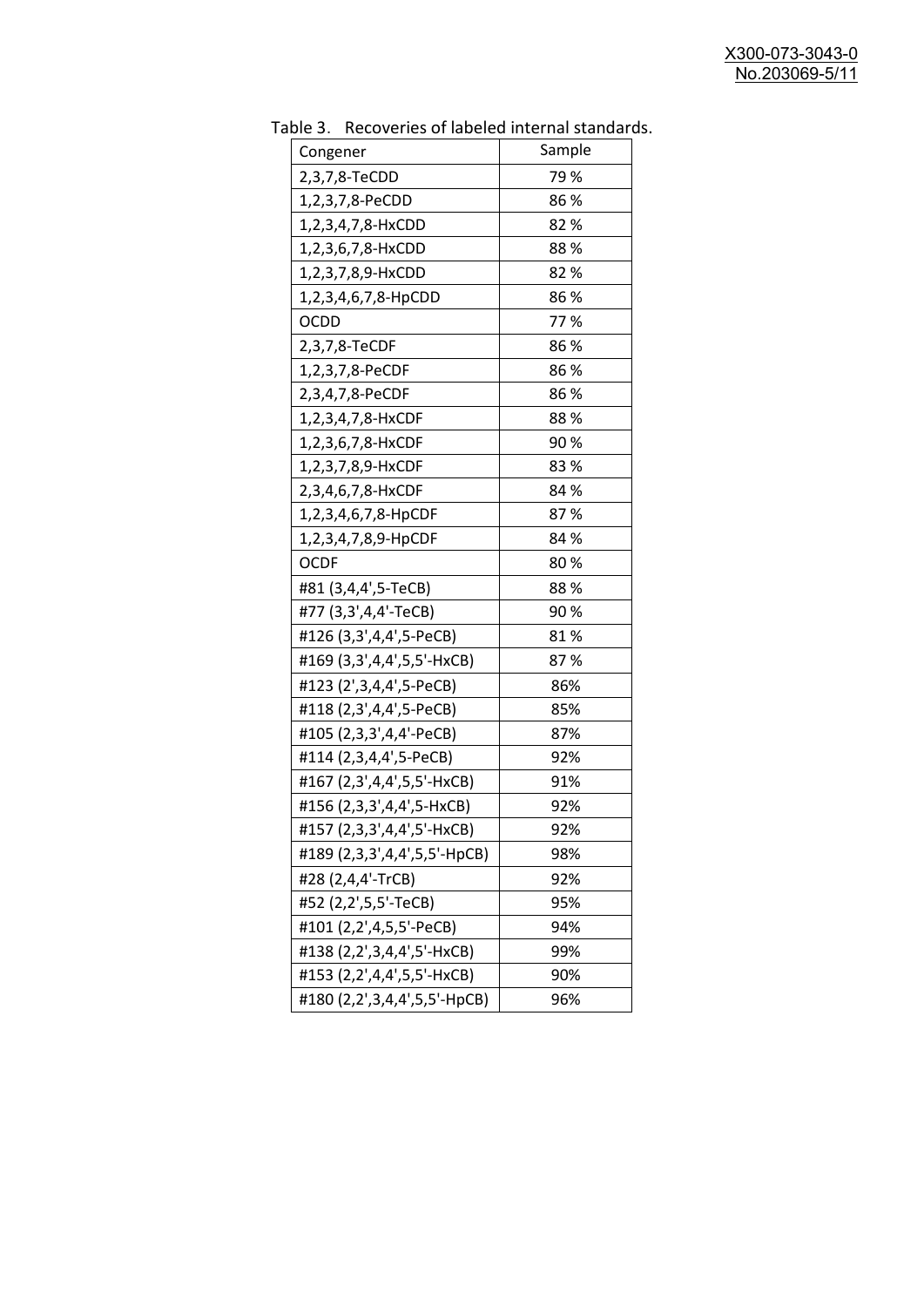Table 3. Recoveries of labeled internal standards.

| Congener | Sample |
|---|---|
| 2,3,7,8-TeCDD | 79 % |
| 1,2,3,7,8-PeCDD | 86 % |
| 1,2,3,4,7,8-HxCDD | 82 % |
| 1,2,3,6,7,8-HxCDD | 88 % |
| 1,2,3,7,8,9-HxCDD | 82 % |
| 1,2,3,4,6,7,8-HpCDD | 86 % |
| OCDD | 77 % |
| 2,3,7,8-TeCDF | 86 % |
| 1,2,3,7,8-PeCDF | 86 % |
| 2,3,4,7,8-PeCDF | 86 % |
| 1,2,3,4,7,8-HxCDF | 88 % |
| 1,2,3,6,7,8-HxCDF | 90 % |
| 1,2,3,7,8,9-HxCDF | 83 % |
| 2,3,4,6,7,8-HxCDF | 84 % |
| 1,2,3,4,6,7,8-HpCDF | 87 % |
| 1,2,3,4,7,8,9-HpCDF | 84 % |
| OCDF | 80 % |
| #81 (3,4,4',5-TeCB) | 88 % |
| #77 (3,3',4,4'-TeCB) | 90 % |
| #126 (3,3',4,4',5-PeCB) | 81 % |
| #169 (3,3',4,4',5,5'-HxCB) | 87 % |
| #123 (2',3,4,4',5-PeCB) | 86% |
| #118 (2,3',4,4',5-PeCB) | 85% |
| #105 (2,3,3',4,4'-PeCB) | 87% |
| #114 (2,3,4,4',5-PeCB) | 92% |
| #167 (2,3',4,4',5,5'-HxCB) | 91% |
| #156 (2,3,3',4,4',5-HxCB) | 92% |
| #157 (2,3,3',4,4',5'-HxCB) | 92% |
| #189 (2,3,3',4,4',5,5'-HpCB) | 98% |
| #28 (2,4,4'-TrCB) | 92% |
| #52 (2,2',5,5'-TeCB) | 95% |
| #101 (2,2',4,5,5'-PeCB) | 94% |
| #138 (2,2',3,4,4',5'-HxCB) | 99% |
| #153 (2,2',4,4',5,5'-HxCB) | 90% |
| #180 (2,2',3,4,4',5,5'-HpCB) | 96% |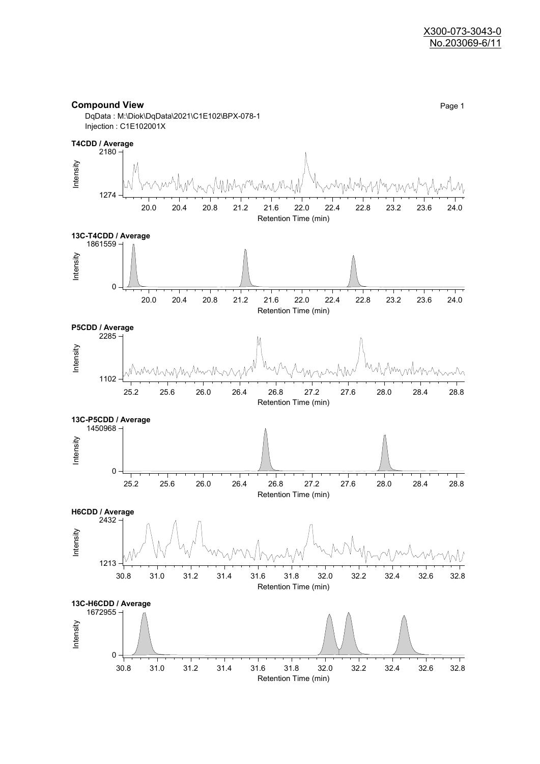X300-073-3043-0
No.203069-6/11

**Compound View**

DqData : M:\Diok\DqData\2021\C1E102\BPX-078-1
Injection : C1E102001X

**T4CDD / Average**

Intensity: 1274 – 2180
Retention Time (min): 20.0 – 24.0

**13C-T4CDD / Average**

Intensity: 0 – 1861559
Retention Time (min): 20.0 – 24.0

**P5CDD / Average**

Intensity: 1102 – 2285
Retention Time (min): 25.2 – 28.8

**13C-P5CDD / Average**

Intensity: 0 – 1450968
Retention Time (min): 25.2 – 28.8

**H6CDD / Average**

Intensity: 1213 – 2432
Retention Time (min): 30.8 – 32.8

**13C-H6CDD / Average**

Intensity: 0 – 1672955
Retention Time (min): 30.8 – 32.8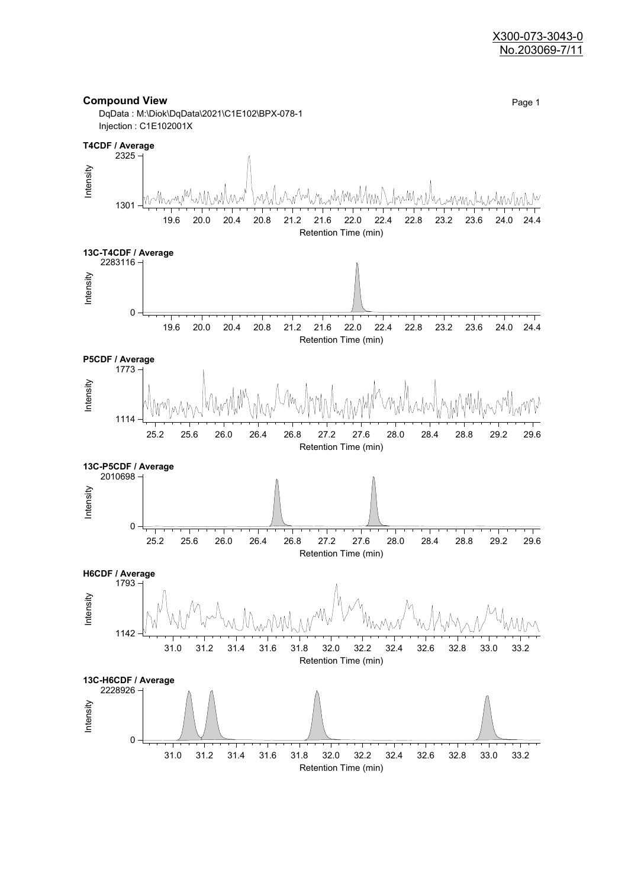X300-073-3043-0
No.203069-7/11

## Compound View

DqData : M:\Diok\DqData\2021\C1E102\BPX-078-1
Injection : C1E102001X

**T4CDF / Average**

Intensity: 1301 – 2325
Retention Time (min): 19.6, 20.0, 20.4, 20.8, 21.2, 21.6, 22.0, 22.4, 22.8, 23.2, 23.6, 24.0, 24.4

**13C-T4CDF / Average**

Intensity: 0 – 2283116
Retention Time (min): 19.6, 20.0, 20.4, 20.8, 21.2, 21.6, 22.0, 22.4, 22.8, 23.2, 23.6, 24.0, 24.4

**P5CDF / Average**

Intensity: 1114 – 1773
Retention Time (min): 25.2, 25.6, 26.0, 26.4, 26.8, 27.2, 27.6, 28.0, 28.4, 28.8, 29.2, 29.6

**13C-P5CDF / Average**

Intensity: 0 – 2010698
Retention Time (min): 25.2, 25.6, 26.0, 26.4, 26.8, 27.2, 27.6, 28.0, 28.4, 28.8, 29.2, 29.6

**H6CDF / Average**

Intensity: 1142 – 1793
Retention Time (min): 31.0, 31.2, 31.4, 31.6, 31.8, 32.0, 32.2, 32.4, 32.6, 32.8, 33.0, 33.2

**13C-H6CDF / Average**

Intensity: 0 – 2228926
Retention Time (min): 31.0, 31.2, 31.4, 31.6, 31.8, 32.0, 32.2, 32.4, 32.6, 32.8, 33.0, 33.2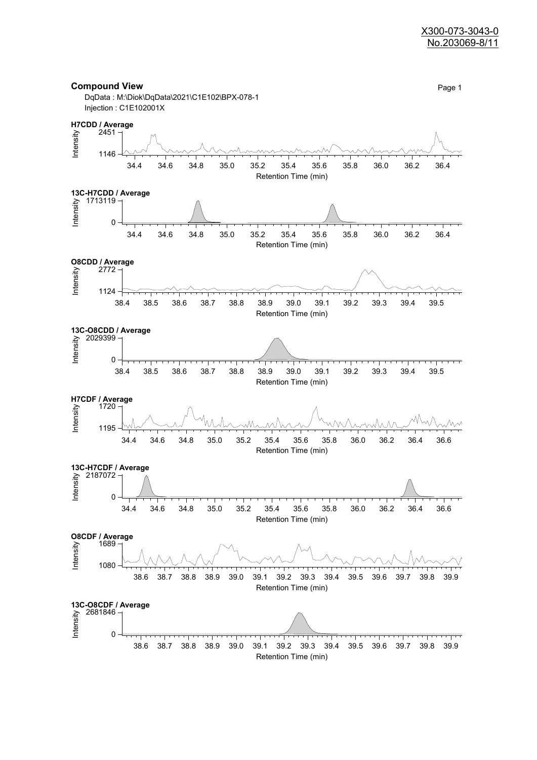X300-073-3043-0
No.203069-8/11

## Compound View

DqData : M:\Diok\DqData\2021\C1E102\BPX-078-1
Injection : C1E102001X

**H7CDD / Average**

Intensity: 2451 – 1146
Retention Time (min): 34.4, 34.6, 34.8, 35.0, 35.2, 35.4, 35.6, 35.8, 36.0, 36.2, 36.4

**13C-H7CDD / Average**

Intensity: 1713119 – 0
Retention Time (min): 34.4, 34.6, 34.8, 35.0, 35.2, 35.4, 35.6, 35.8, 36.0, 36.2, 36.4

**O8CDD / Average**

Intensity: 2772 – 1124
Retention Time (min): 38.4, 38.5, 38.6, 38.7, 38.8, 38.9, 39.0, 39.1, 39.2, 39.3, 39.4, 39.5

**13C-O8CDD / Average**

Intensity: 2029399 – 0
Retention Time (min): 38.4, 38.5, 38.6, 38.7, 38.8, 38.9, 39.0, 39.1, 39.2, 39.3, 39.4, 39.5

**H7CDF / Average**

Intensity: 1720 – 1195
Retention Time (min): 34.4, 34.6, 34.8, 35.0, 35.2, 35.4, 35.6, 35.8, 36.0, 36.2, 36.4, 36.6

**13C-H7CDF / Average**

Intensity: 2187072 – 0
Retention Time (min): 34.4, 34.6, 34.8, 35.0, 35.2, 35.4, 35.6, 35.8, 36.0, 36.2, 36.4, 36.6

**O8CDF / Average**

Intensity: 1689 – 1080
Retention Time (min): 38.6, 38.7, 38.8, 38.9, 39.0, 39.1, 39.2, 39.3, 39.4, 39.5, 39.6, 39.7, 39.8, 39.9

**13C-O8CDF / Average**

Intensity: 2681846 – 0
Retention Time (min): 38.6, 38.7, 38.8, 38.9, 39.0, 39.1, 39.2, 39.3, 39.4, 39.5, 39.6, 39.7, 39.8, 39.9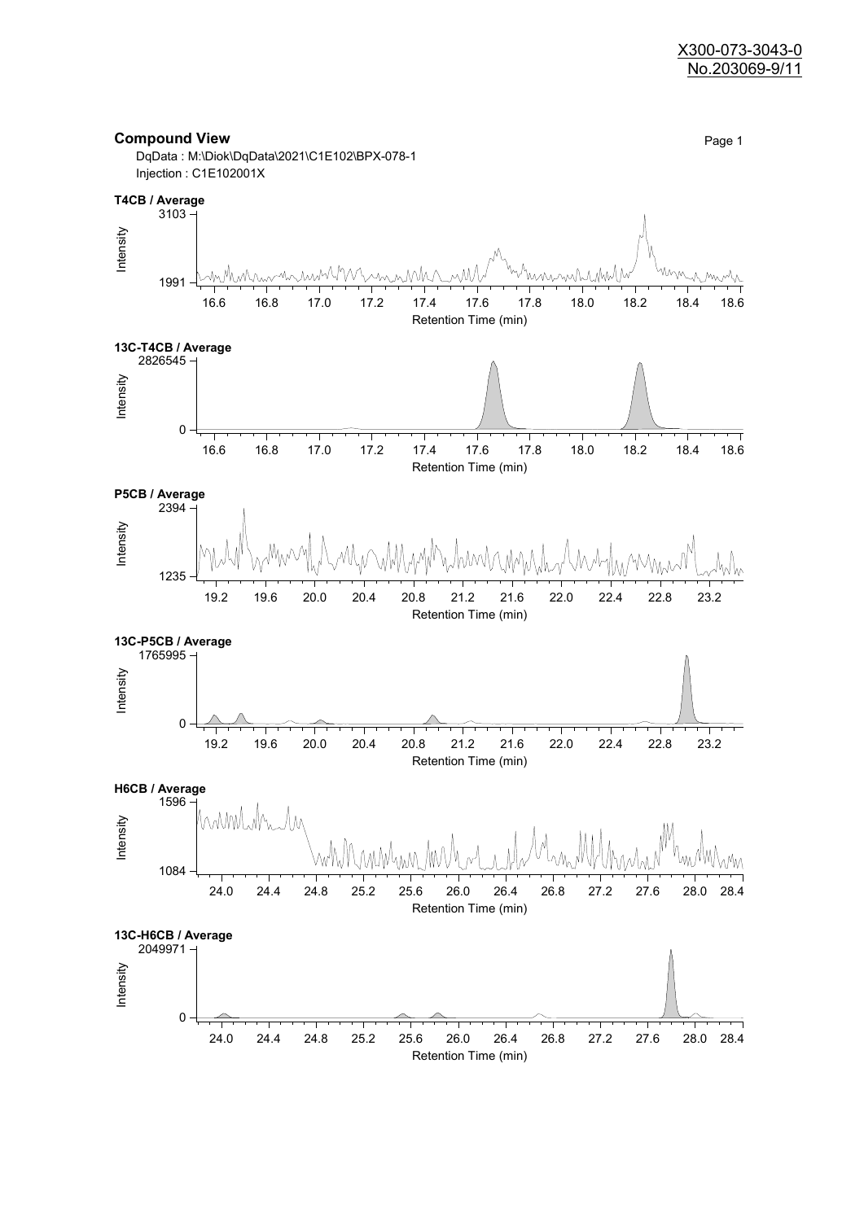X300-073-3043-0
No.203069-9/11

## Compound View

DqData : M:\Diok\DqData\2021\C1E102\BPX-078-1
Injection : C1E102001X

**T4CB / Average**

Intensity: 1991 – 3103
Retention Time (min): 16.6, 16.8, 17.0, 17.2, 17.4, 17.6, 17.8, 18.0, 18.2, 18.4, 18.6

**13C-T4CB / Average**

Intensity: 0 – 2826545
Retention Time (min): 16.6, 16.8, 17.0, 17.2, 17.4, 17.6, 17.8, 18.0, 18.2, 18.4, 18.6

**P5CB / Average**

Intensity: 1235 – 2394
Retention Time (min): 19.2, 19.6, 20.0, 20.4, 20.8, 21.2, 21.6, 22.0, 22.4, 22.8, 23.2

**13C-P5CB / Average**

Intensity: 0 – 1765995
Retention Time (min): 19.2, 19.6, 20.0, 20.4, 20.8, 21.2, 21.6, 22.0, 22.4, 22.8, 23.2

**H6CB / Average**

Intensity: 1084 – 1596
Retention Time (min): 24.0, 24.4, 24.8, 25.2, 25.6, 26.0, 26.4, 26.8, 27.2, 27.6, 28.0, 28.4

**13C-H6CB / Average**

Intensity: 0 – 2049971
Retention Time (min): 24.0, 24.4, 24.8, 25.2, 25.6, 26.0, 26.4, 26.8, 27.2, 27.6, 28.0, 28.4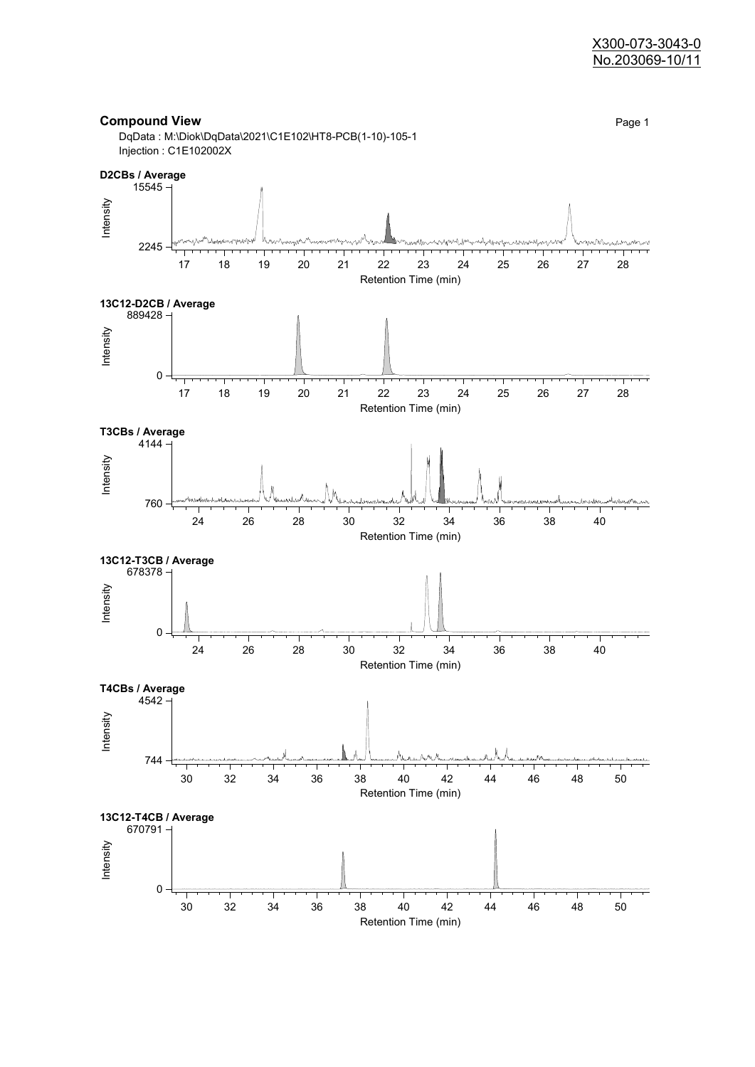X300-073-3043-0
No.203069-10/11

## Compound View

DqData : M:\Diok\DqData\2021\C1E102\HT8-PCB(1-10)-105-1
Injection : C1E102002X

**D2CBs / Average**

Intensity: 2245 – 15545
Retention Time (min): 17 – 28

**13C12-D2CB / Average**

Intensity: 0 – 889428
Retention Time (min): 17 – 28

**T3CBs / Average**

Intensity: 760 – 4144
Retention Time (min): 24 – 40

**13C12-T3CB / Average**

Intensity: 0 – 678378
Retention Time (min): 24 – 40

**T4CBs / Average**

Intensity: 744 – 4542
Retention Time (min): 30 – 50

**13C12-T4CB / Average**

Intensity: 0 – 670791
Retention Time (min): 30 – 50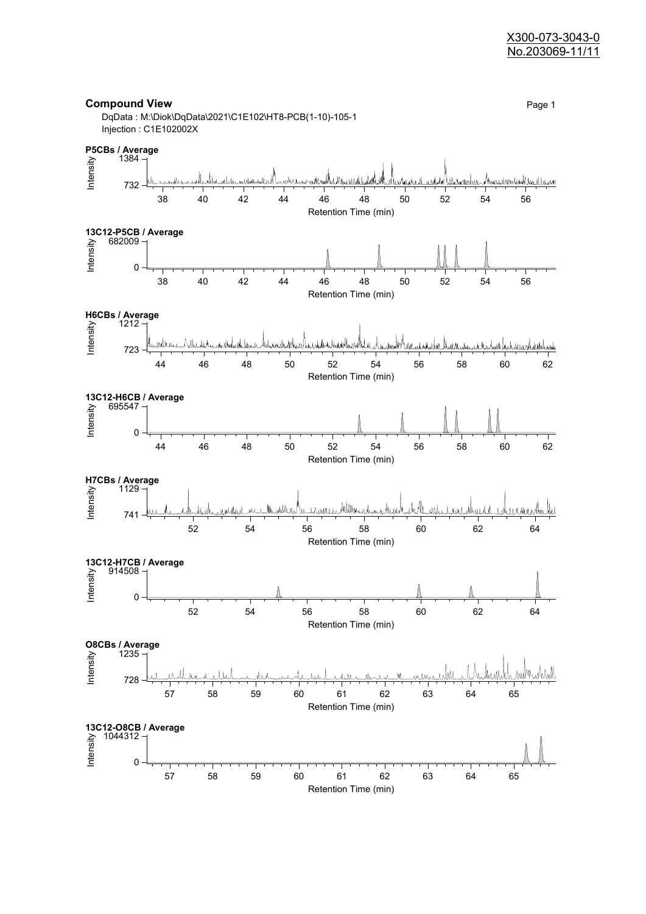X300-073-3043-0
No.203069-11/11

## Compound View

DqData : M:\Diok\DqData\2021\C1E102\HT8-PCB(1-10)-105-1
Injection : C1E102002X

**P5CBs / Average**

Intensity
1384
732
38 40 42 44 46 48 50 52 54 56
Retention Time (min)

**13C12-P5CB / Average**

Intensity
682009
0
38 40 42 44 46 48 50 52 54 56
Retention Time (min)

**H6CBs / Average**

Intensity
1212
723
44 46 48 50 52 54 56 58 60 62
Retention Time (min)

**13C12-H6CB / Average**

Intensity
695547
0
44 46 48 50 52 54 56 58 60 62
Retention Time (min)

**H7CBs / Average**

Intensity
1129
741
52 54 56 58 60 62 64
Retention Time (min)

**13C12-H7CB / Average**

Intensity
914508
0
52 54 56 58 60 62 64
Retention Time (min)

**O8CBs / Average**

Intensity
1235
728
57 58 59 60 61 62 63 64 65
Retention Time (min)

**13C12-O8CB / Average**

Intensity
1044312
0
57 58 59 60 61 62 63 64 65
Retention Time (min)